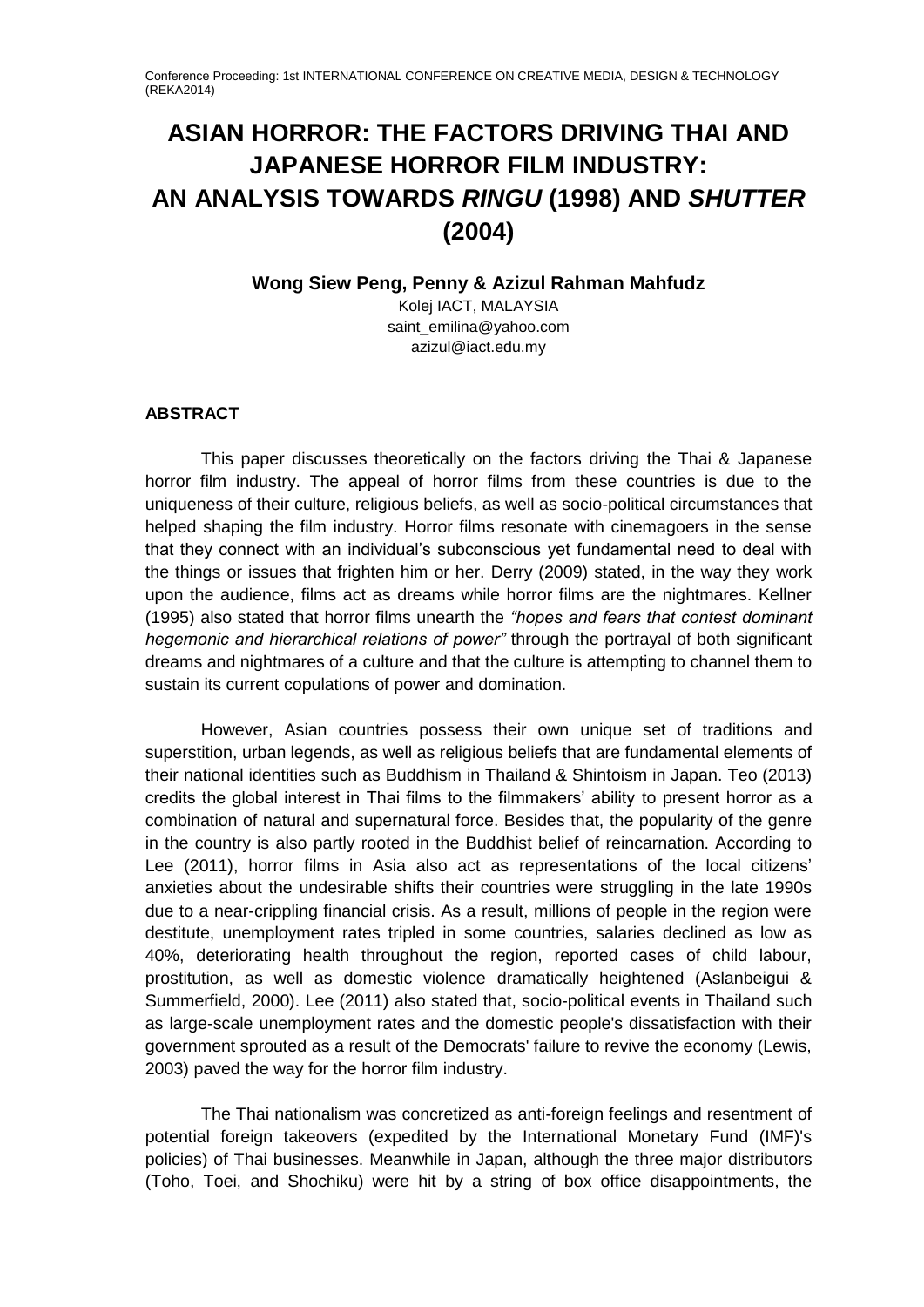# ASIAN HORROR: THE FACTORS DRIVING THAI AND JAPANESE HORROR FILM INDUSTRY: AN ANALYSIS TOWARDS *RINGU* (1998) AND *SHUTTER* (2004)

**Wong Siew Peng, Penny & Azizul Rahman Mahfudz**

Kolej IACT, MALAYSIA
saint_emilina@yahoo.com
azizul@iact.edu.my

## ABSTRACT

This paper discusses theoretically on the factors driving the Thai & Japanese horror film industry. The appeal of horror films from these countries is due to the uniqueness of their culture, religious beliefs, as well as socio-political circumstances that helped shaping the film industry. Horror films resonate with cinemagoers in the sense that they connect with an individual's subconscious yet fundamental need to deal with the things or issues that frighten him or her. Derry (2009) stated, in the way they work upon the audience, films act as dreams while horror films are the nightmares. Kellner (1995) also stated that horror films unearth the *"hopes and fears that contest dominant hegemonic and hierarchical relations of power"* through the portrayal of both significant dreams and nightmares of a culture and that the culture is attempting to channel them to sustain its current copulations of power and domination.

However, Asian countries possess their own unique set of traditions and superstition, urban legends, as well as religious beliefs that are fundamental elements of their national identities such as Buddhism in Thailand & Shintoism in Japan. Teo (2013) credits the global interest in Thai films to the filmmakers' ability to present horror as a combination of natural and supernatural force. Besides that, the popularity of the genre in the country is also partly rooted in the Buddhist belief of reincarnation. According to Lee (2011), horror films in Asia also act as representations of the local citizens' anxieties about the undesirable shifts their countries were struggling in the late 1990s due to a near-crippling financial crisis. As a result, millions of people in the region were destitute, unemployment rates tripled in some countries, salaries declined as low as 40%, deteriorating health throughout the region, reported cases of child labour, prostitution, as well as domestic violence dramatically heightened (Aslanbeigui & Summerfield, 2000). Lee (2011) also stated that, socio-political events in Thailand such as large-scale unemployment rates and the domestic people's dissatisfaction with their government sprouted as a result of the Democrats' failure to revive the economy (Lewis, 2003) paved the way for the horror film industry.

The Thai nationalism was concretized as anti-foreign feelings and resentment of potential foreign takeovers (expedited by the International Monetary Fund (IMF)'s policies) of Thai businesses. Meanwhile in Japan, although the three major distributors (Toho, Toei, and Shochiku) were hit by a string of box office disappointments, the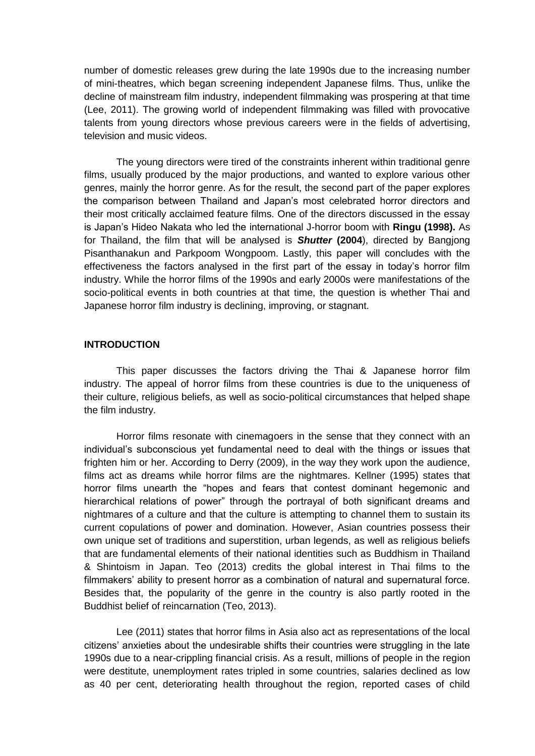number of domestic releases grew during the late 1990s due to the increasing number of mini-theatres, which began screening independent Japanese films. Thus, unlike the decline of mainstream film industry, independent filmmaking was prospering at that time (Lee, 2011). The growing world of independent filmmaking was filled with provocative talents from young directors whose previous careers were in the fields of advertising, television and music videos.

The young directors were tired of the constraints inherent within traditional genre films, usually produced by the major productions, and wanted to explore various other genres, mainly the horror genre. As for the result, the second part of the paper explores the comparison between Thailand and Japan's most celebrated horror directors and their most critically acclaimed feature films. One of the directors discussed in the essay is Japan's Hideo Nakata who led the international J-horror boom with **Ringu (1998).** As for Thailand, the film that will be analysed is ***Shutter*** **(2004**), directed by Bangjong Pisanthanakun and Parkpoom Wongpoom. Lastly, this paper will concludes with the effectiveness the factors analysed in the first part of the essay in today's horror film industry. While the horror films of the 1990s and early 2000s were manifestations of the socio-political events in both countries at that time, the question is whether Thai and Japanese horror film industry is declining, improving, or stagnant.

## INTRODUCTION

This paper discusses the factors driving the Thai & Japanese horror film industry. The appeal of horror films from these countries is due to the uniqueness of their culture, religious beliefs, as well as socio-political circumstances that helped shape the film industry.

Horror films resonate with cinemagoers in the sense that they connect with an individual's subconscious yet fundamental need to deal with the things or issues that frighten him or her. According to Derry (2009), in the way they work upon the audience, films act as dreams while horror films are the nightmares. Kellner (1995) states that horror films unearth the "hopes and fears that contest dominant hegemonic and hierarchical relations of power" through the portrayal of both significant dreams and nightmares of a culture and that the culture is attempting to channel them to sustain its current copulations of power and domination. However, Asian countries possess their own unique set of traditions and superstition, urban legends, as well as religious beliefs that are fundamental elements of their national identities such as Buddhism in Thailand & Shintoism in Japan. Teo (2013) credits the global interest in Thai films to the filmmakers' ability to present horror as a combination of natural and supernatural force. Besides that, the popularity of the genre in the country is also partly rooted in the Buddhist belief of reincarnation (Teo, 2013).

Lee (2011) states that horror films in Asia also act as representations of the local citizens' anxieties about the undesirable shifts their countries were struggling in the late 1990s due to a near-crippling financial crisis. As a result, millions of people in the region were destitute, unemployment rates tripled in some countries, salaries declined as low as 40 per cent, deteriorating health throughout the region, reported cases of child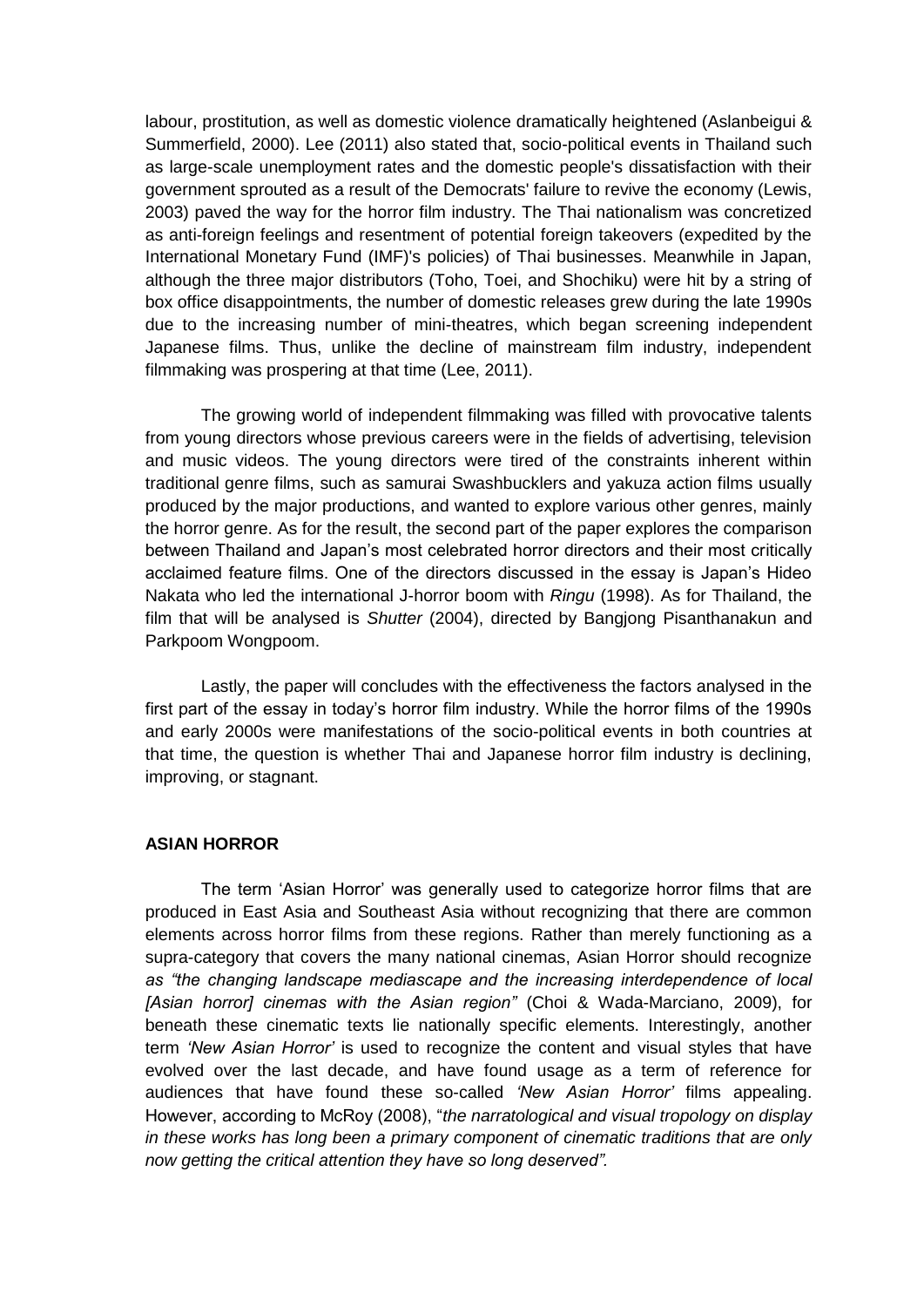labour, prostitution, as well as domestic violence dramatically heightened (Aslanbeigui & Summerfield, 2000). Lee (2011) also stated that, socio-political events in Thailand such as large-scale unemployment rates and the domestic people's dissatisfaction with their government sprouted as a result of the Democrats' failure to revive the economy (Lewis, 2003) paved the way for the horror film industry. The Thai nationalism was concretized as anti-foreign feelings and resentment of potential foreign takeovers (expedited by the International Monetary Fund (IMF)'s policies) of Thai businesses. Meanwhile in Japan, although the three major distributors (Toho, Toei, and Shochiku) were hit by a string of box office disappointments, the number of domestic releases grew during the late 1990s due to the increasing number of mini-theatres, which began screening independent Japanese films. Thus, unlike the decline of mainstream film industry, independent filmmaking was prospering at that time (Lee, 2011).

The growing world of independent filmmaking was filled with provocative talents from young directors whose previous careers were in the fields of advertising, television and music videos. The young directors were tired of the constraints inherent within traditional genre films, such as samurai Swashbucklers and yakuza action films usually produced by the major productions, and wanted to explore various other genres, mainly the horror genre. As for the result, the second part of the paper explores the comparison between Thailand and Japan's most celebrated horror directors and their most critically acclaimed feature films. One of the directors discussed in the essay is Japan's Hideo Nakata who led the international J-horror boom with *Ringu* (1998). As for Thailand, the film that will be analysed is *Shutter* (2004), directed by Bangjong Pisanthanakun and Parkpoom Wongpoom.

Lastly, the paper will concludes with the effectiveness the factors analysed in the first part of the essay in today's horror film industry. While the horror films of the 1990s and early 2000s were manifestations of the socio-political events in both countries at that time, the question is whether Thai and Japanese horror film industry is declining, improving, or stagnant.

## ASIAN HORROR

The term 'Asian Horror' was generally used to categorize horror films that are produced in East Asia and Southeast Asia without recognizing that there are common elements across horror films from these regions. Rather than merely functioning as a supra-category that covers the many national cinemas, Asian Horror should recognize *as "the changing landscape mediascape and the increasing interdependence of local [Asian horror] cinemas with the Asian region"* (Choi & Wada-Marciano, 2009), for beneath these cinematic texts lie nationally specific elements. Interestingly, another term *'New Asian Horror'* is used to recognize the content and visual styles that have evolved over the last decade, and have found usage as a term of reference for audiences that have found these so-called *'New Asian Horror'* films appealing. However, according to McRoy (2008), "*the narratological and visual tropology on display in these works has long been a primary component of cinematic traditions that are only now getting the critical attention they have so long deserved".*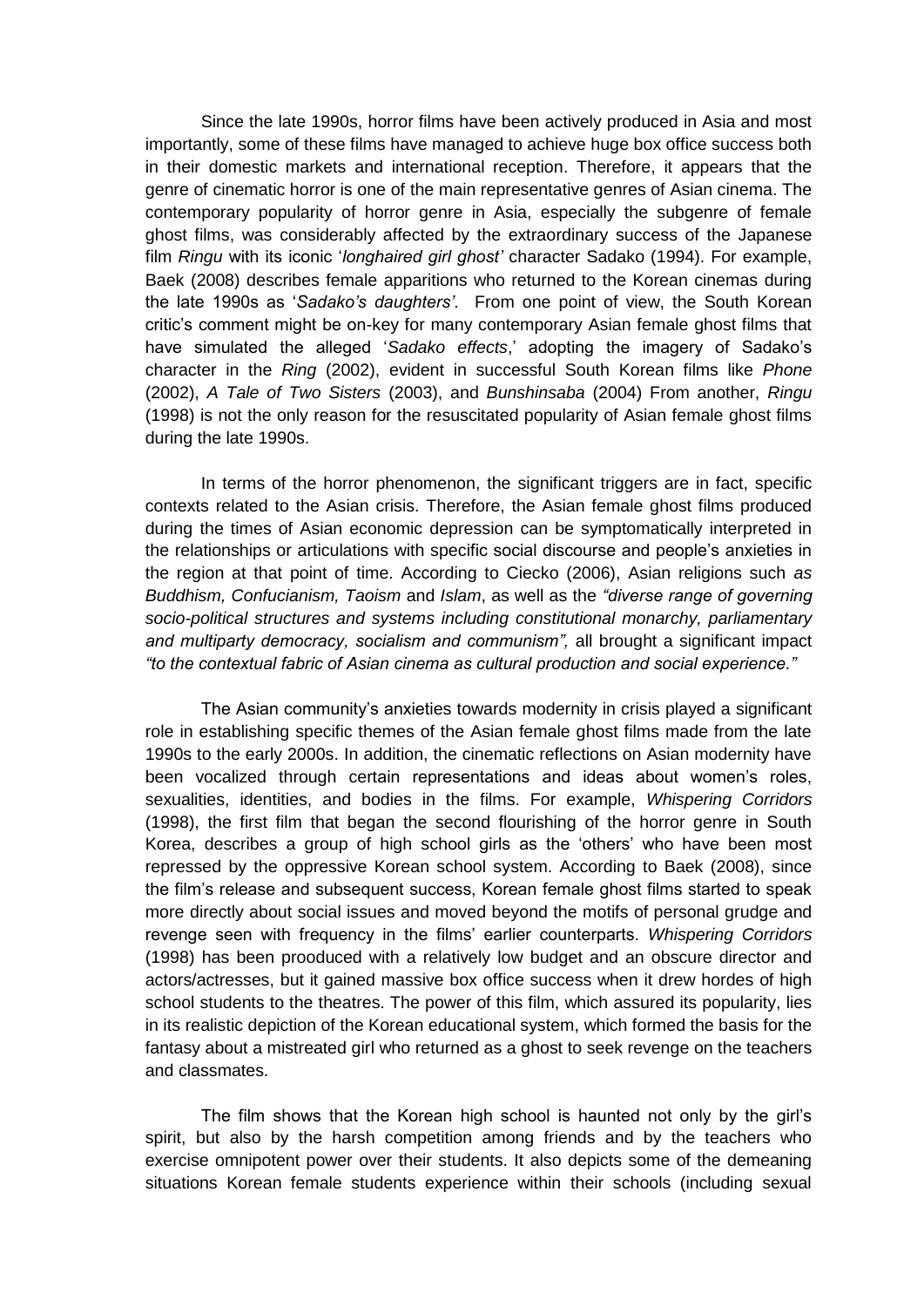Since the late 1990s, horror films have been actively produced in Asia and most importantly, some of these films have managed to achieve huge box office success both in their domestic markets and international reception. Therefore, it appears that the genre of cinematic horror is one of the main representative genres of Asian cinema. The contemporary popularity of horror genre in Asia, especially the subgenre of female ghost films, was considerably affected by the extraordinary success of the Japanese film *Ringu* with its iconic '*longhaired girl ghost'* character Sadako (1994). For example, Baek (2008) describes female apparitions who returned to the Korean cinemas during the late 1990s as '*Sadako's daughters'*. From one point of view, the South Korean critic's comment might be on-key for many contemporary Asian female ghost films that have simulated the alleged '*Sadako effects*,' adopting the imagery of Sadako's character in the *Ring* (2002), evident in successful South Korean films like *Phone* (2002), *A Tale of Two Sisters* (2003), and *Bunshinsaba* (2004) From another, *Ringu* (1998) is not the only reason for the resuscitated popularity of Asian female ghost films during the late 1990s.

In terms of the horror phenomenon, the significant triggers are in fact, specific contexts related to the Asian crisis. Therefore, the Asian female ghost films produced during the times of Asian economic depression can be symptomatically interpreted in the relationships or articulations with specific social discourse and people's anxieties in the region at that point of time. According to Ciecko (2006), Asian religions such *as Buddhism, Confucianism, Taoism* and *Islam*, as well as the *"diverse range of governing socio-political structures and systems including constitutional monarchy, parliamentary and multiparty democracy, socialism and communism",* all brought a significant impact *"to the contextual fabric of Asian cinema as cultural production and social experience."*

The Asian community's anxieties towards modernity in crisis played a significant role in establishing specific themes of the Asian female ghost films made from the late 1990s to the early 2000s. In addition, the cinematic reflections on Asian modernity have been vocalized through certain representations and ideas about women's roles, sexualities, identities, and bodies in the films. For example, *Whispering Corridors* (1998), the first film that began the second flourishing of the horror genre in South Korea, describes a group of high school girls as the 'others' who have been most repressed by the oppressive Korean school system. According to Baek (2008), since the film's release and subsequent success, Korean female ghost films started to speak more directly about social issues and moved beyond the motifs of personal grudge and revenge seen with frequency in the films' earlier counterparts. *Whispering Corridors* (1998) has been prooduced with a relatively low budget and an obscure director and actors/actresses, but it gained massive box office success when it drew hordes of high school students to the theatres. The power of this film, which assured its popularity, lies in its realistic depiction of the Korean educational system, which formed the basis for the fantasy about a mistreated girl who returned as a ghost to seek revenge on the teachers and classmates.

The film shows that the Korean high school is haunted not only by the girl's spirit, but also by the harsh competition among friends and by the teachers who exercise omnipotent power over their students. It also depicts some of the demeaning situations Korean female students experience within their schools (including sexual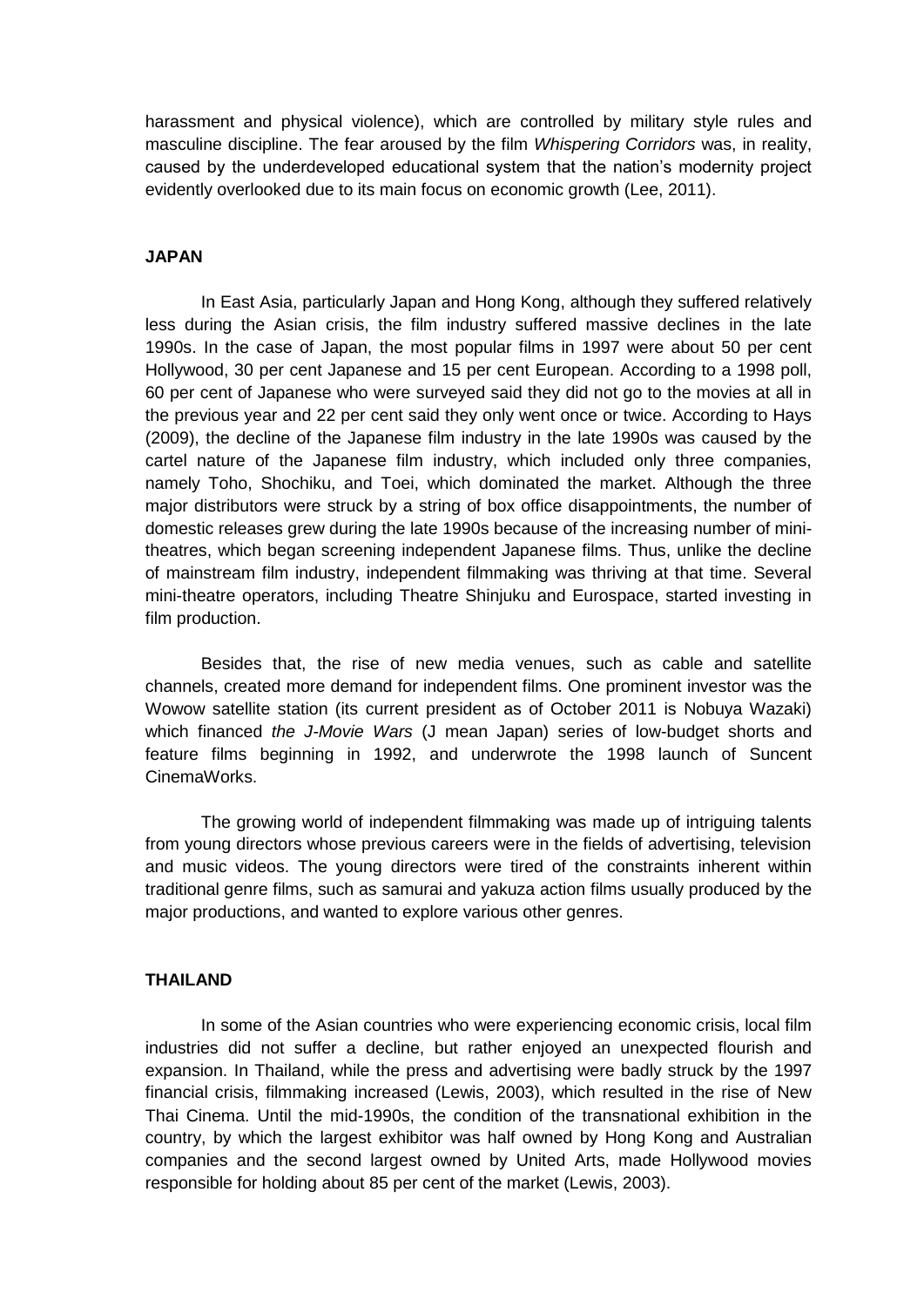harassment and physical violence), which are controlled by military style rules and masculine discipline. The fear aroused by the film *Whispering Corridors* was, in reality, caused by the underdeveloped educational system that the nation's modernity project evidently overlooked due to its main focus on economic growth (Lee, 2011).

## JAPAN

In East Asia, particularly Japan and Hong Kong, although they suffered relatively less during the Asian crisis, the film industry suffered massive declines in the late 1990s. In the case of Japan, the most popular films in 1997 were about 50 per cent Hollywood, 30 per cent Japanese and 15 per cent European. According to a 1998 poll, 60 per cent of Japanese who were surveyed said they did not go to the movies at all in the previous year and 22 per cent said they only went once or twice. According to Hays (2009), the decline of the Japanese film industry in the late 1990s was caused by the cartel nature of the Japanese film industry, which included only three companies, namely Toho, Shochiku, and Toei, which dominated the market. Although the three major distributors were struck by a string of box office disappointments, the number of domestic releases grew during the late 1990s because of the increasing number of mini-theatres, which began screening independent Japanese films. Thus, unlike the decline of mainstream film industry, independent filmmaking was thriving at that time. Several mini-theatre operators, including Theatre Shinjuku and Eurospace, started investing in film production.

Besides that, the rise of new media venues, such as cable and satellite channels, created more demand for independent films. One prominent investor was the Wowow satellite station (its current president as of October 2011 is Nobuya Wazaki) which financed *the J-Movie Wars* (J mean Japan) series of low-budget shorts and feature films beginning in 1992, and underwrote the 1998 launch of Suncent CinemaWorks.

The growing world of independent filmmaking was made up of intriguing talents from young directors whose previous careers were in the fields of advertising, television and music videos. The young directors were tired of the constraints inherent within traditional genre films, such as samurai and yakuza action films usually produced by the major productions, and wanted to explore various other genres.

## THAILAND

In some of the Asian countries who were experiencing economic crisis, local film industries did not suffer a decline, but rather enjoyed an unexpected flourish and expansion. In Thailand, while the press and advertising were badly struck by the 1997 financial crisis, filmmaking increased (Lewis, 2003), which resulted in the rise of New Thai Cinema. Until the mid-1990s, the condition of the transnational exhibition in the country, by which the largest exhibitor was half owned by Hong Kong and Australian companies and the second largest owned by United Arts, made Hollywood movies responsible for holding about 85 per cent of the market (Lewis, 2003).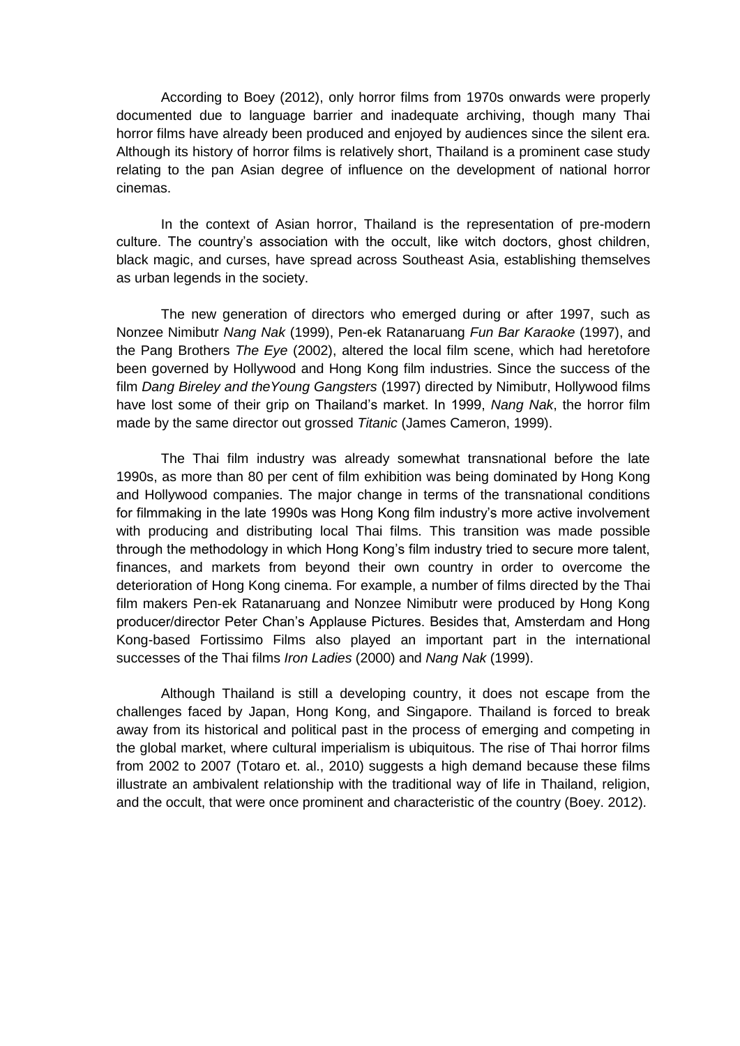According to Boey (2012), only horror films from 1970s onwards were properly documented due to language barrier and inadequate archiving, though many Thai horror films have already been produced and enjoyed by audiences since the silent era. Although its history of horror films is relatively short, Thailand is a prominent case study relating to the pan Asian degree of influence on the development of national horror cinemas.

In the context of Asian horror, Thailand is the representation of pre-modern culture. The country's association with the occult, like witch doctors, ghost children, black magic, and curses, have spread across Southeast Asia, establishing themselves as urban legends in the society.

The new generation of directors who emerged during or after 1997, such as Nonzee Nimibutr *Nang Nak* (1999), Pen-ek Ratanaruang *Fun Bar Karaoke* (1997), and the Pang Brothers *The Eye* (2002), altered the local film scene, which had heretofore been governed by Hollywood and Hong Kong film industries. Since the success of the film *Dang Bireley and theYoung Gangsters* (1997) directed by Nimibutr, Hollywood films have lost some of their grip on Thailand's market. In 1999, *Nang Nak*, the horror film made by the same director out grossed *Titanic* (James Cameron, 1999).

The Thai film industry was already somewhat transnational before the late 1990s, as more than 80 per cent of film exhibition was being dominated by Hong Kong and Hollywood companies. The major change in terms of the transnational conditions for filmmaking in the late 1990s was Hong Kong film industry's more active involvement with producing and distributing local Thai films. This transition was made possible through the methodology in which Hong Kong's film industry tried to secure more talent, finances, and markets from beyond their own country in order to overcome the deterioration of Hong Kong cinema. For example, a number of films directed by the Thai film makers Pen-ek Ratanaruang and Nonzee Nimibutr were produced by Hong Kong producer/director Peter Chan's Applause Pictures. Besides that, Amsterdam and Hong Kong-based Fortissimo Films also played an important part in the international successes of the Thai films *Iron Ladies* (2000) and *Nang Nak* (1999).

Although Thailand is still a developing country, it does not escape from the challenges faced by Japan, Hong Kong, and Singapore. Thailand is forced to break away from its historical and political past in the process of emerging and competing in the global market, where cultural imperialism is ubiquitous. The rise of Thai horror films from 2002 to 2007 (Totaro et. al., 2010) suggests a high demand because these films illustrate an ambivalent relationship with the traditional way of life in Thailand, religion, and the occult, that were once prominent and characteristic of the country (Boey. 2012).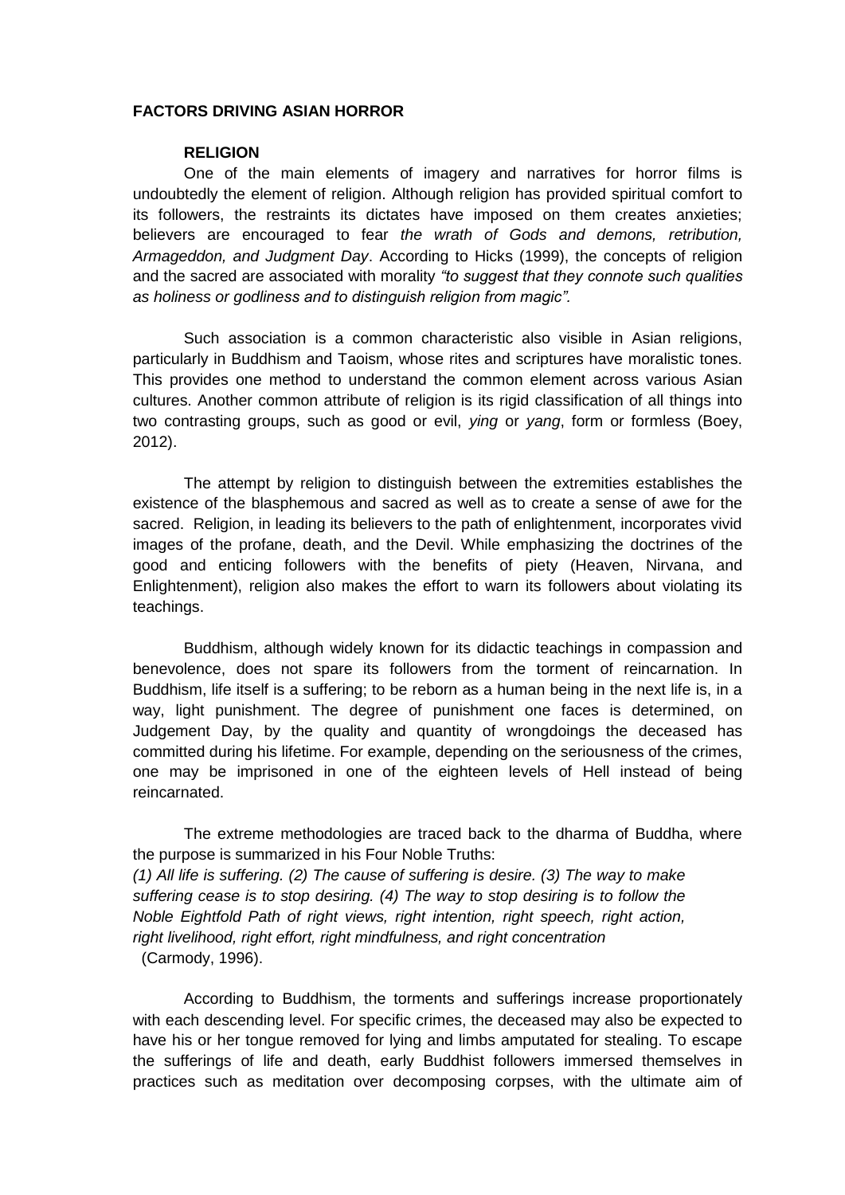## FACTORS DRIVING ASIAN HORROR

### RELIGION

One of the main elements of imagery and narratives for horror films is undoubtedly the element of religion. Although religion has provided spiritual comfort to its followers, the restraints its dictates have imposed on them creates anxieties; believers are encouraged to fear *the wrath of Gods and demons, retribution, Armageddon, and Judgment Day*. According to Hicks (1999), the concepts of religion and the sacred are associated with morality *"to suggest that they connote such qualities as holiness or godliness and to distinguish religion from magic".*

Such association is a common characteristic also visible in Asian religions, particularly in Buddhism and Taoism, whose rites and scriptures have moralistic tones. This provides one method to understand the common element across various Asian cultures. Another common attribute of religion is its rigid classification of all things into two contrasting groups, such as good or evil, *ying* or *yang*, form or formless (Boey, 2012).

The attempt by religion to distinguish between the extremities establishes the existence of the blasphemous and sacred as well as to create a sense of awe for the sacred. Religion, in leading its believers to the path of enlightenment, incorporates vivid images of the profane, death, and the Devil. While emphasizing the doctrines of the good and enticing followers with the benefits of piety (Heaven, Nirvana, and Enlightenment), religion also makes the effort to warn its followers about violating its teachings.

Buddhism, although widely known for its didactic teachings in compassion and benevolence, does not spare its followers from the torment of reincarnation. In Buddhism, life itself is a suffering; to be reborn as a human being in the next life is, in a way, light punishment. The degree of punishment one faces is determined, on Judgement Day, by the quality and quantity of wrongdoings the deceased has committed during his lifetime. For example, depending on the seriousness of the crimes, one may be imprisoned in one of the eighteen levels of Hell instead of being reincarnated.

The extreme methodologies are traced back to the dharma of Buddha, where the purpose is summarized in his Four Noble Truths:

*(1) All life is suffering. (2) The cause of suffering is desire. (3) The way to make suffering cease is to stop desiring. (4) The way to stop desiring is to follow the Noble Eightfold Path of right views, right intention, right speech, right action, right livelihood, right effort, right mindfulness, and right concentration*
(Carmody, 1996).

According to Buddhism, the torments and sufferings increase proportionately with each descending level. For specific crimes, the deceased may also be expected to have his or her tongue removed for lying and limbs amputated for stealing. To escape the sufferings of life and death, early Buddhist followers immersed themselves in practices such as meditation over decomposing corpses, with the ultimate aim of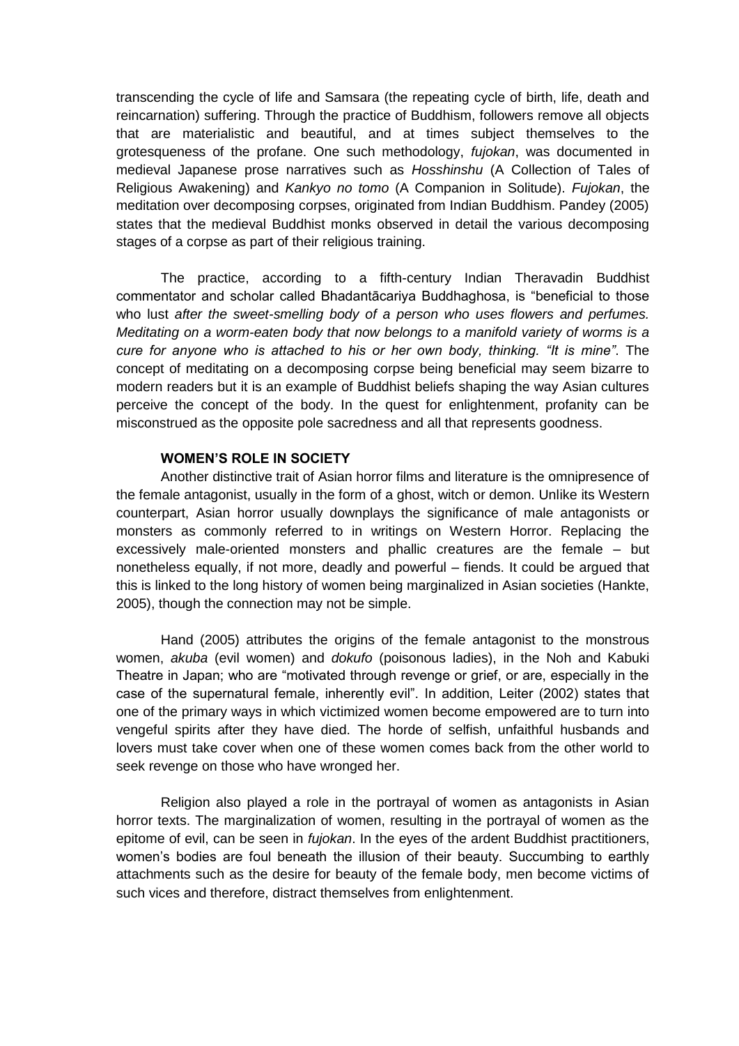transcending the cycle of life and Samsara (the repeating cycle of birth, life, death and reincarnation) suffering. Through the practice of Buddhism, followers remove all objects that are materialistic and beautiful, and at times subject themselves to the grotesqueness of the profane. One such methodology, *fujokan*, was documented in medieval Japanese prose narratives such as *Hosshinshu* (A Collection of Tales of Religious Awakening) and *Kankyo no tomo* (A Companion in Solitude). *Fujokan*, the meditation over decomposing corpses, originated from Indian Buddhism. Pandey (2005) states that the medieval Buddhist monks observed in detail the various decomposing stages of a corpse as part of their religious training.

The practice, according to a fifth-century Indian Theravadin Buddhist commentator and scholar called Bhadantācariya Buddhaghosa, is "beneficial to those who lust *after the sweet-smelling body of a person who uses flowers and perfumes. Meditating on a worm-eaten body that now belongs to a manifold variety of worms is a cure for anyone who is attached to his or her own body, thinking. "It is mine"*. The concept of meditating on a decomposing corpse being beneficial may seem bizarre to modern readers but it is an example of Buddhist beliefs shaping the way Asian cultures perceive the concept of the body. In the quest for enlightenment, profanity can be misconstrued as the opposite pole sacredness and all that represents goodness.

**WOMEN'S ROLE IN SOCIETY**

Another distinctive trait of Asian horror films and literature is the omnipresence of the female antagonist, usually in the form of a ghost, witch or demon. Unlike its Western counterpart, Asian horror usually downplays the significance of male antagonists or monsters as commonly referred to in writings on Western Horror. Replacing the excessively male-oriented monsters and phallic creatures are the female – but nonetheless equally, if not more, deadly and powerful – fiends. It could be argued that this is linked to the long history of women being marginalized in Asian societies (Hankte, 2005), though the connection may not be simple.

Hand (2005) attributes the origins of the female antagonist to the monstrous women, *akuba* (evil women) and *dokufo* (poisonous ladies), in the Noh and Kabuki Theatre in Japan; who are "motivated through revenge or grief, or are, especially in the case of the supernatural female, inherently evil". In addition, Leiter (2002) states that one of the primary ways in which victimized women become empowered are to turn into vengeful spirits after they have died. The horde of selfish, unfaithful husbands and lovers must take cover when one of these women comes back from the other world to seek revenge on those who have wronged her.

Religion also played a role in the portrayal of women as antagonists in Asian horror texts. The marginalization of women, resulting in the portrayal of women as the epitome of evil, can be seen in *fujokan*. In the eyes of the ardent Buddhist practitioners, women's bodies are foul beneath the illusion of their beauty. Succumbing to earthly attachments such as the desire for beauty of the female body, men become victims of such vices and therefore, distract themselves from enlightenment.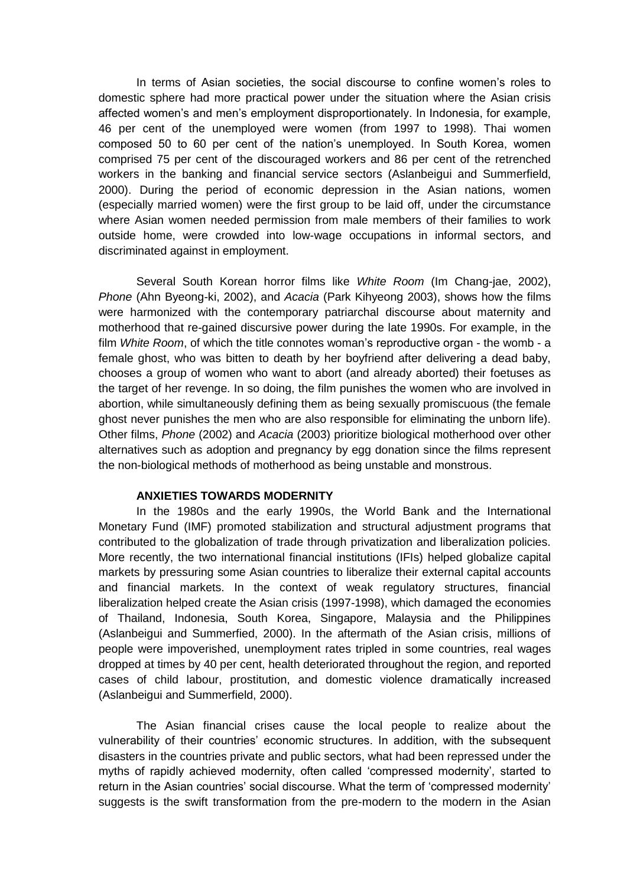In terms of Asian societies, the social discourse to confine women's roles to domestic sphere had more practical power under the situation where the Asian crisis affected women's and men's employment disproportionately. In Indonesia, for example, 46 per cent of the unemployed were women (from 1997 to 1998). Thai women composed 50 to 60 per cent of the nation's unemployed. In South Korea, women comprised 75 per cent of the discouraged workers and 86 per cent of the retrenched workers in the banking and financial service sectors (Aslanbeigui and Summerfield, 2000). During the period of economic depression in the Asian nations, women (especially married women) were the first group to be laid off, under the circumstance where Asian women needed permission from male members of their families to work outside home, were crowded into low-wage occupations in informal sectors, and discriminated against in employment.

Several South Korean horror films like *White Room* (Im Chang-jae, 2002), *Phone* (Ahn Byeong-ki, 2002), and *Acacia* (Park Kihyeong 2003), shows how the films were harmonized with the contemporary patriarchal discourse about maternity and motherhood that re-gained discursive power during the late 1990s. For example, in the film *White Room*, of which the title connotes woman's reproductive organ - the womb - a female ghost, who was bitten to death by her boyfriend after delivering a dead baby, chooses a group of women who want to abort (and already aborted) their foetuses as the target of her revenge. In so doing, the film punishes the women who are involved in abortion, while simultaneously defining them as being sexually promiscuous (the female ghost never punishes the men who are also responsible for eliminating the unborn life). Other films, *Phone* (2002) and *Acacia* (2003) prioritize biological motherhood over other alternatives such as adoption and pregnancy by egg donation since the films represent the non-biological methods of motherhood as being unstable and monstrous.

## ANXIETIES TOWARDS MODERNITY

In the 1980s and the early 1990s, the World Bank and the International Monetary Fund (IMF) promoted stabilization and structural adjustment programs that contributed to the globalization of trade through privatization and liberalization policies. More recently, the two international financial institutions (IFIs) helped globalize capital markets by pressuring some Asian countries to liberalize their external capital accounts and financial markets. In the context of weak regulatory structures, financial liberalization helped create the Asian crisis (1997-1998), which damaged the economies of Thailand, Indonesia, South Korea, Singapore, Malaysia and the Philippines (Aslanbeigui and Summerfied, 2000). In the aftermath of the Asian crisis, millions of people were impoverished, unemployment rates tripled in some countries, real wages dropped at times by 40 per cent, health deteriorated throughout the region, and reported cases of child labour, prostitution, and domestic violence dramatically increased (Aslanbeigui and Summerfield, 2000).

The Asian financial crises cause the local people to realize about the vulnerability of their countries' economic structures. In addition, with the subsequent disasters in the countries private and public sectors, what had been repressed under the myths of rapidly achieved modernity, often called 'compressed modernity', started to return in the Asian countries' social discourse. What the term of 'compressed modernity' suggests is the swift transformation from the pre-modern to the modern in the Asian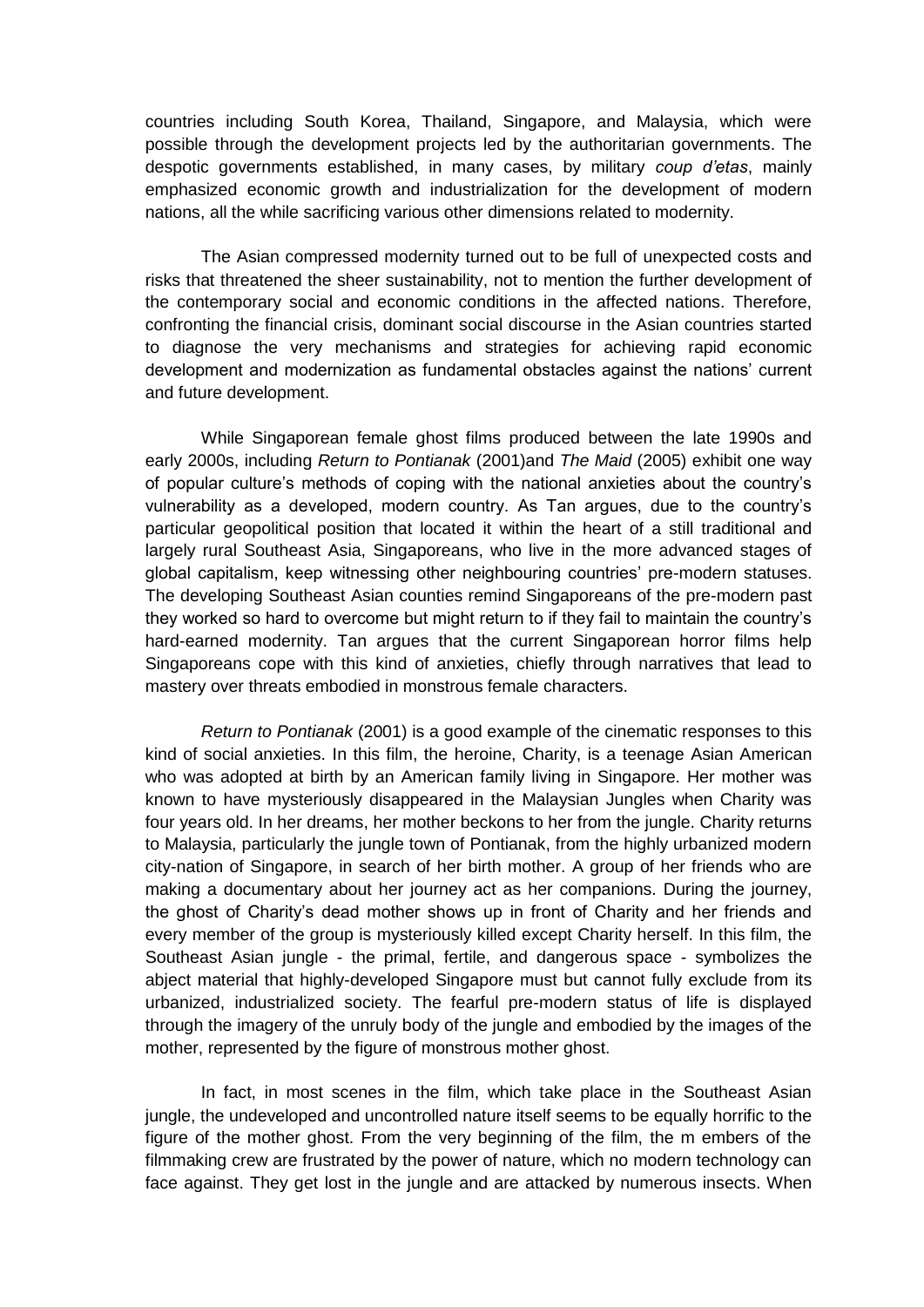countries including South Korea, Thailand, Singapore, and Malaysia, which were possible through the development projects led by the authoritarian governments. The despotic governments established, in many cases, by military *coup d'etas*, mainly emphasized economic growth and industrialization for the development of modern nations, all the while sacrificing various other dimensions related to modernity.

The Asian compressed modernity turned out to be full of unexpected costs and risks that threatened the sheer sustainability, not to mention the further development of the contemporary social and economic conditions in the affected nations. Therefore, confronting the financial crisis, dominant social discourse in the Asian countries started to diagnose the very mechanisms and strategies for achieving rapid economic development and modernization as fundamental obstacles against the nations' current and future development.

While Singaporean female ghost films produced between the late 1990s and early 2000s, including *Return to Pontianak* (2001)and *The Maid* (2005) exhibit one way of popular culture's methods of coping with the national anxieties about the country's vulnerability as a developed, modern country. As Tan argues, due to the country's particular geopolitical position that located it within the heart of a still traditional and largely rural Southeast Asia, Singaporeans, who live in the more advanced stages of global capitalism, keep witnessing other neighbouring countries' pre-modern statuses. The developing Southeast Asian counties remind Singaporeans of the pre-modern past they worked so hard to overcome but might return to if they fail to maintain the country's hard-earned modernity. Tan argues that the current Singaporean horror films help Singaporeans cope with this kind of anxieties, chiefly through narratives that lead to mastery over threats embodied in monstrous female characters.

*Return to Pontianak* (2001) is a good example of the cinematic responses to this kind of social anxieties. In this film, the heroine, Charity, is a teenage Asian American who was adopted at birth by an American family living in Singapore. Her mother was known to have mysteriously disappeared in the Malaysian Jungles when Charity was four years old. In her dreams, her mother beckons to her from the jungle. Charity returns to Malaysia, particularly the jungle town of Pontianak, from the highly urbanized modern city-nation of Singapore, in search of her birth mother. A group of her friends who are making a documentary about her journey act as her companions. During the journey, the ghost of Charity's dead mother shows up in front of Charity and her friends and every member of the group is mysteriously killed except Charity herself. In this film, the Southeast Asian jungle - the primal, fertile, and dangerous space - symbolizes the abject material that highly-developed Singapore must but cannot fully exclude from its urbanized, industrialized society. The fearful pre-modern status of life is displayed through the imagery of the unruly body of the jungle and embodied by the images of the mother, represented by the figure of monstrous mother ghost.

In fact, in most scenes in the film, which take place in the Southeast Asian jungle, the undeveloped and uncontrolled nature itself seems to be equally horrific to the figure of the mother ghost. From the very beginning of the film, the m embers of the filmmaking crew are frustrated by the power of nature, which no modern technology can face against. They get lost in the jungle and are attacked by numerous insects. When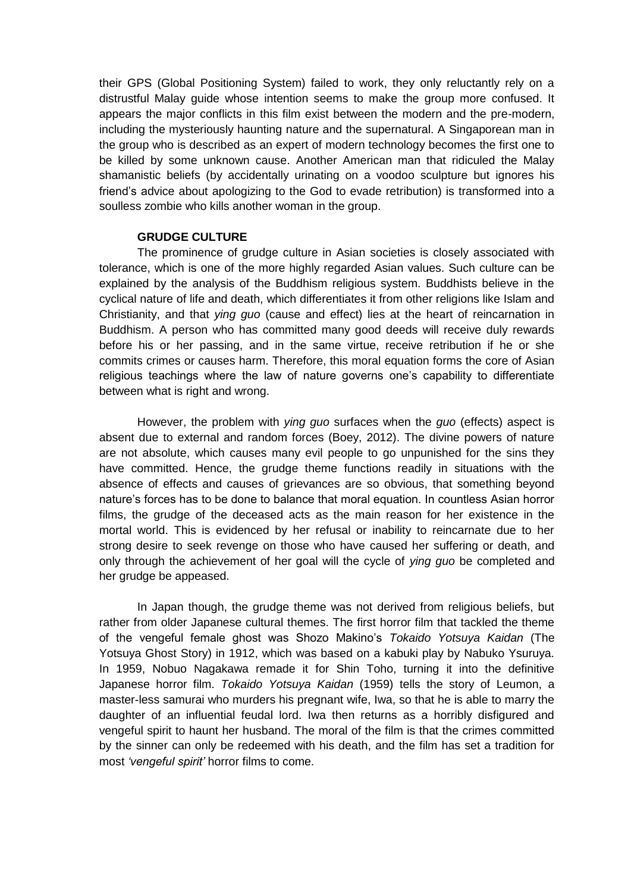their GPS (Global Positioning System) failed to work, they only reluctantly rely on a distrustful Malay guide whose intention seems to make the group more confused. It appears the major conflicts in this film exist between the modern and the pre-modern, including the mysteriously haunting nature and the supernatural. A Singaporean man in the group who is described as an expert of modern technology becomes the first one to be killed by some unknown cause. Another American man that ridiculed the Malay shamanistic beliefs (by accidentally urinating on a voodoo sculpture but ignores his friend's advice about apologizing to the God to evade retribution) is transformed into a soulless zombie who kills another woman in the group.

## GRUDGE CULTURE

The prominence of grudge culture in Asian societies is closely associated with tolerance, which is one of the more highly regarded Asian values. Such culture can be explained by the analysis of the Buddhism religious system. Buddhists believe in the cyclical nature of life and death, which differentiates it from other religions like Islam and Christianity, and that *ying guo* (cause and effect) lies at the heart of reincarnation in Buddhism. A person who has committed many good deeds will receive duly rewards before his or her passing, and in the same virtue, receive retribution if he or she commits crimes or causes harm. Therefore, this moral equation forms the core of Asian religious teachings where the law of nature governs one's capability to differentiate between what is right and wrong.

However, the problem with *ying guo* surfaces when the *guo* (effects) aspect is absent due to external and random forces (Boey, 2012). The divine powers of nature are not absolute, which causes many evil people to go unpunished for the sins they have committed. Hence, the grudge theme functions readily in situations with the absence of effects and causes of grievances are so obvious, that something beyond nature's forces has to be done to balance that moral equation. In countless Asian horror films, the grudge of the deceased acts as the main reason for her existence in the mortal world. This is evidenced by her refusal or inability to reincarnate due to her strong desire to seek revenge on those who have caused her suffering or death, and only through the achievement of her goal will the cycle of *ying guo* be completed and her grudge be appeased.

In Japan though, the grudge theme was not derived from religious beliefs, but rather from older Japanese cultural themes. The first horror film that tackled the theme of the vengeful female ghost was Shozo Makino's *Tokaido Yotsuya Kaidan* (The Yotsuya Ghost Story) in 1912, which was based on a kabuki play by Nabuko Ysuruya. In 1959, Nobuo Nagakawa remade it for Shin Toho, turning it into the definitive Japanese horror film. *Tokaido Yotsuya Kaidan* (1959) tells the story of Leumon, a master-less samurai who murders his pregnant wife, Iwa, so that he is able to marry the daughter of an influential feudal lord. Iwa then returns as a horribly disfigured and vengeful spirit to haunt her husband. The moral of the film is that the crimes committed by the sinner can only be redeemed with his death, and the film has set a tradition for most *'vengeful spirit'* horror films to come.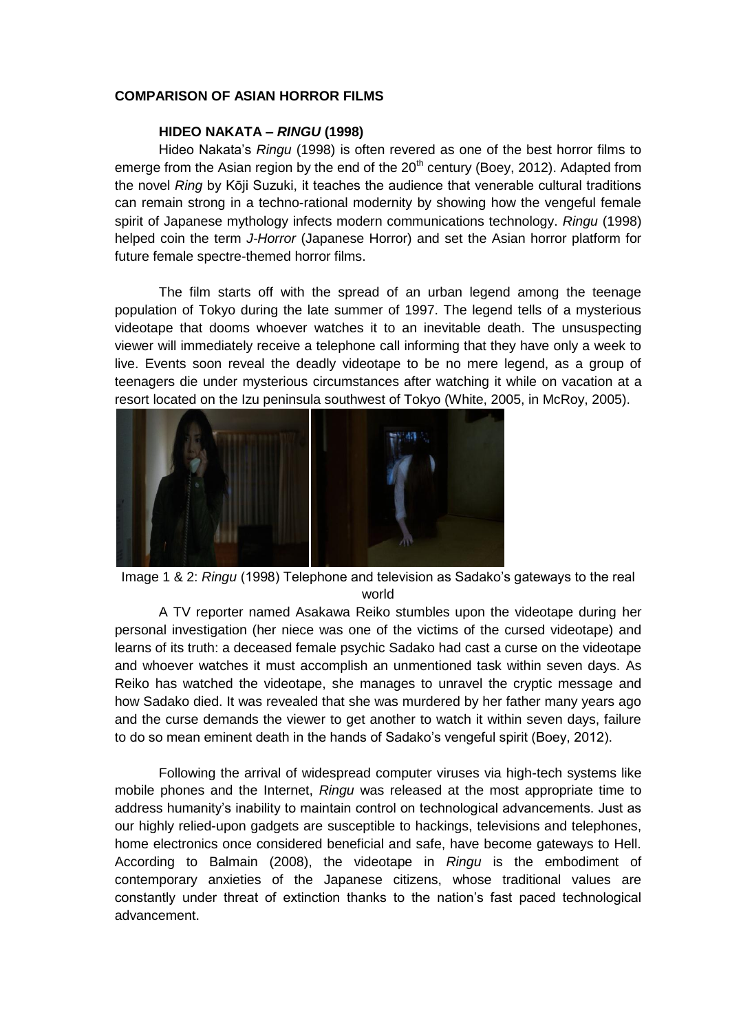**COMPARISON OF ASIAN HORROR FILMS**

**HIDEO NAKATA – *RINGU* (1998)**

Hideo Nakata's *Ringu* (1998) is often revered as one of the best horror films to emerge from the Asian region by the end of the 20th century (Boey, 2012). Adapted from the novel *Ring* by Kōji Suzuki, it teaches the audience that venerable cultural traditions can remain strong in a techno-rational modernity by showing how the vengeful female spirit of Japanese mythology infects modern communications technology. *Ringu* (1998) helped coin the term *J-Horror* (Japanese Horror) and set the Asian horror platform for future female spectre-themed horror films.

The film starts off with the spread of an urban legend among the teenage population of Tokyo during the late summer of 1997. The legend tells of a mysterious videotape that dooms whoever watches it to an inevitable death. The unsuspecting viewer will immediately receive a telephone call informing that they have only a week to live. Events soon reveal the deadly videotape to be no mere legend, as a group of teenagers die under mysterious circumstances after watching it while on vacation at a resort located on the Izu peninsula southwest of Tokyo (White, 2005, in McRoy, 2005).

Image 1 & 2: *Ringu* (1998) Telephone and television as Sadako's gateways to the real world

A TV reporter named Asakawa Reiko stumbles upon the videotape during her personal investigation (her niece was one of the victims of the cursed videotape) and learns of its truth: a deceased female psychic Sadako had cast a curse on the videotape and whoever watches it must accomplish an unmentioned task within seven days. As Reiko has watched the videotape, she manages to unravel the cryptic message and how Sadako died. It was revealed that she was murdered by her father many years ago and the curse demands the viewer to get another to watch it within seven days, failure to do so mean eminent death in the hands of Sadako's vengeful spirit (Boey, 2012).

Following the arrival of widespread computer viruses via high-tech systems like mobile phones and the Internet, *Ringu* was released at the most appropriate time to address humanity's inability to maintain control on technological advancements. Just as our highly relied-upon gadgets are susceptible to hackings, televisions and telephones, home electronics once considered beneficial and safe, have become gateways to Hell. According to Balmain (2008), the videotape in *Ringu* is the embodiment of contemporary anxieties of the Japanese citizens, whose traditional values are constantly under threat of extinction thanks to the nation's fast paced technological advancement.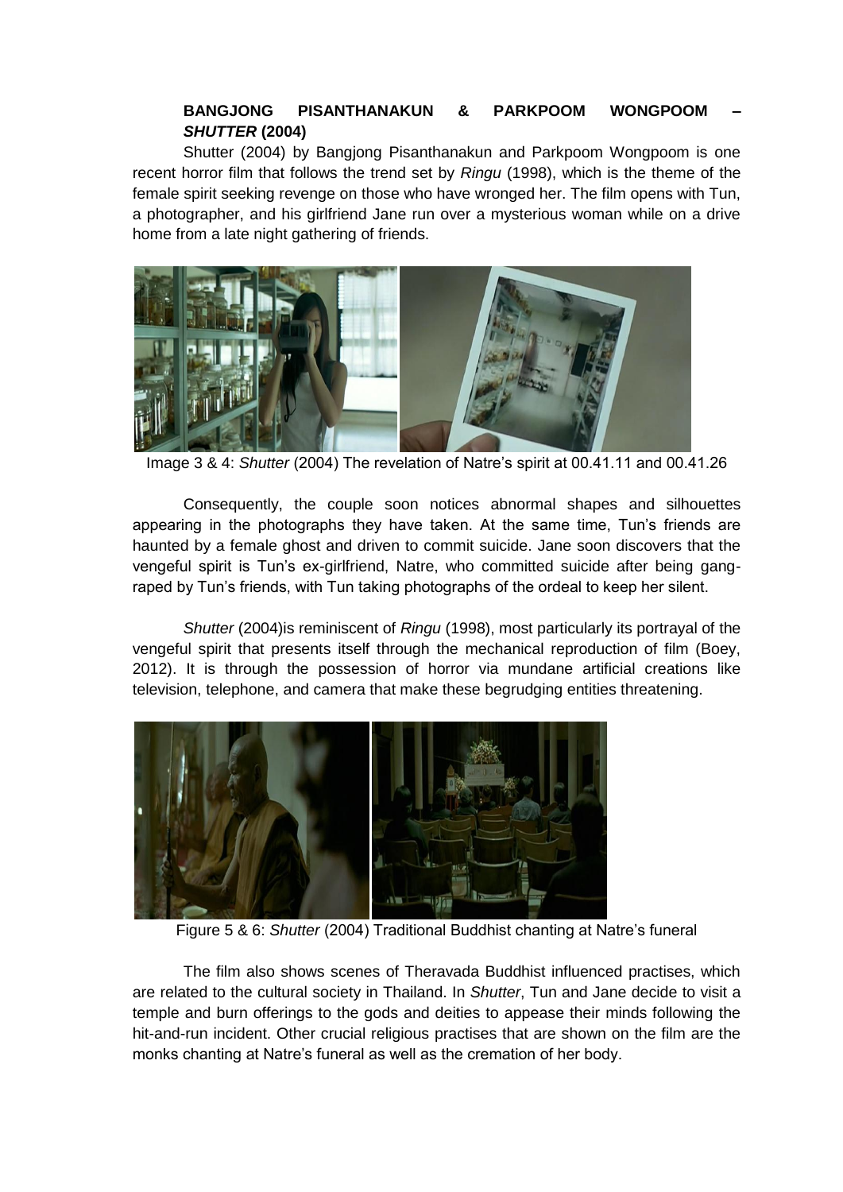### **BANGJONG PISANTHANAKUN & PARKPOOM WONGPOOM – *SHUTTER* (2004)**

Shutter (2004) by Bangjong Pisanthanakun and Parkpoom Wongpoom is one recent horror film that follows the trend set by *Ringu* (1998), which is the theme of the female spirit seeking revenge on those who have wronged her. The film opens with Tun, a photographer, and his girlfriend Jane run over a mysterious woman while on a drive home from a late night gathering of friends.

Image 3 & 4: *Shutter* (2004) The revelation of Natre's spirit at 00.41.11 and 00.41.26

Consequently, the couple soon notices abnormal shapes and silhouettes appearing in the photographs they have taken. At the same time, Tun's friends are haunted by a female ghost and driven to commit suicide. Jane soon discovers that the vengeful spirit is Tun's ex-girlfriend, Natre, who committed suicide after being gang-raped by Tun's friends, with Tun taking photographs of the ordeal to keep her silent.

*Shutter* (2004)is reminiscent of *Ringu* (1998), most particularly its portrayal of the vengeful spirit that presents itself through the mechanical reproduction of film (Boey, 2012). It is through the possession of horror via mundane artificial creations like television, telephone, and camera that make these begrudging entities threatening.

Figure 5 & 6: *Shutter* (2004) Traditional Buddhist chanting at Natre's funeral

The film also shows scenes of Theravada Buddhist influenced practises, which are related to the cultural society in Thailand. In *Shutter*, Tun and Jane decide to visit a temple and burn offerings to the gods and deities to appease their minds following the hit-and-run incident. Other crucial religious practises that are shown on the film are the monks chanting at Natre's funeral as well as the cremation of her body.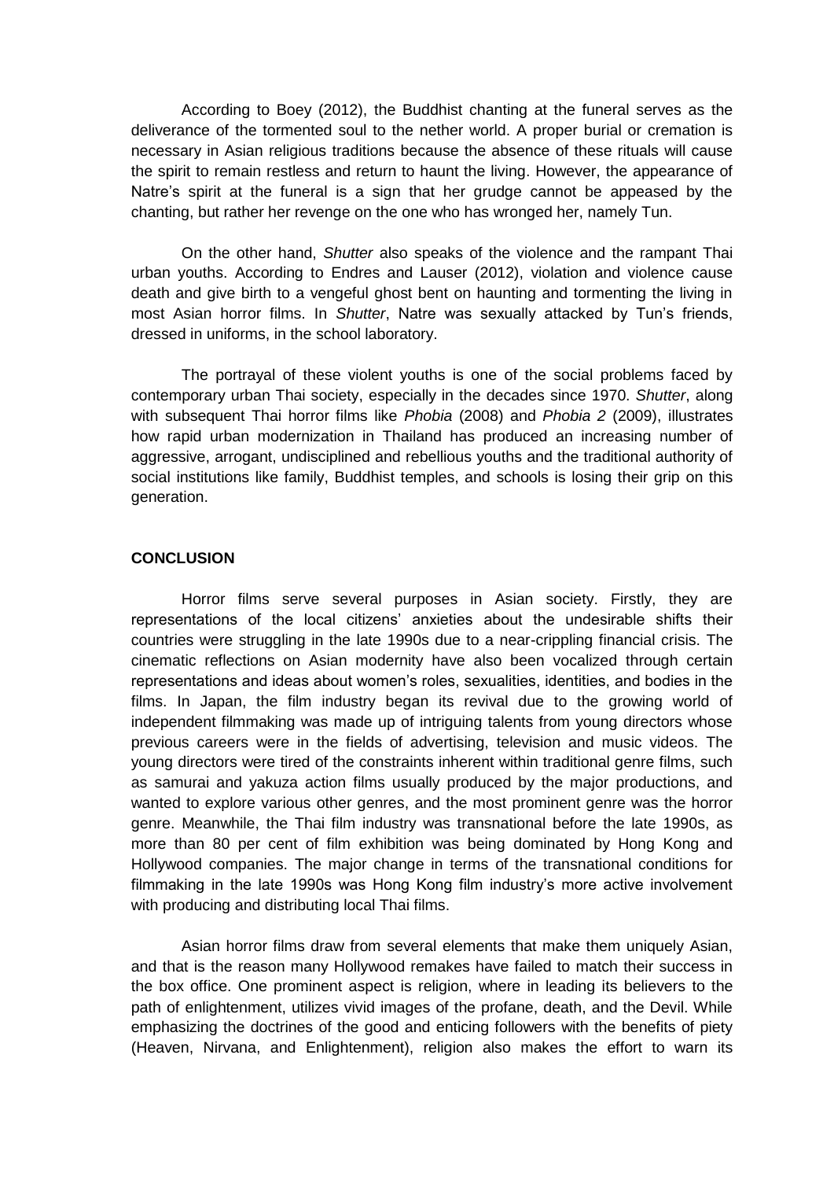According to Boey (2012), the Buddhist chanting at the funeral serves as the deliverance of the tormented soul to the nether world. A proper burial or cremation is necessary in Asian religious traditions because the absence of these rituals will cause the spirit to remain restless and return to haunt the living. However, the appearance of Natre's spirit at the funeral is a sign that her grudge cannot be appeased by the chanting, but rather her revenge on the one who has wronged her, namely Tun.

On the other hand, *Shutter* also speaks of the violence and the rampant Thai urban youths. According to Endres and Lauser (2012), violation and violence cause death and give birth to a vengeful ghost bent on haunting and tormenting the living in most Asian horror films. In *Shutter*, Natre was sexually attacked by Tun's friends, dressed in uniforms, in the school laboratory.

The portrayal of these violent youths is one of the social problems faced by contemporary urban Thai society, especially in the decades since 1970. *Shutter*, along with subsequent Thai horror films like *Phobia* (2008) and *Phobia 2* (2009), illustrates how rapid urban modernization in Thailand has produced an increasing number of aggressive, arrogant, undisciplined and rebellious youths and the traditional authority of social institutions like family, Buddhist temples, and schools is losing their grip on this generation.

## CONCLUSION

Horror films serve several purposes in Asian society. Firstly, they are representations of the local citizens' anxieties about the undesirable shifts their countries were struggling in the late 1990s due to a near-crippling financial crisis. The cinematic reflections on Asian modernity have also been vocalized through certain representations and ideas about women's roles, sexualities, identities, and bodies in the films. In Japan, the film industry began its revival due to the growing world of independent filmmaking was made up of intriguing talents from young directors whose previous careers were in the fields of advertising, television and music videos. The young directors were tired of the constraints inherent within traditional genre films, such as samurai and yakuza action films usually produced by the major productions, and wanted to explore various other genres, and the most prominent genre was the horror genre. Meanwhile, the Thai film industry was transnational before the late 1990s, as more than 80 per cent of film exhibition was being dominated by Hong Kong and Hollywood companies. The major change in terms of the transnational conditions for filmmaking in the late 1990s was Hong Kong film industry's more active involvement with producing and distributing local Thai films.

Asian horror films draw from several elements that make them uniquely Asian, and that is the reason many Hollywood remakes have failed to match their success in the box office. One prominent aspect is religion, where in leading its believers to the path of enlightenment, utilizes vivid images of the profane, death, and the Devil. While emphasizing the doctrines of the good and enticing followers with the benefits of piety (Heaven, Nirvana, and Enlightenment), religion also makes the effort to warn its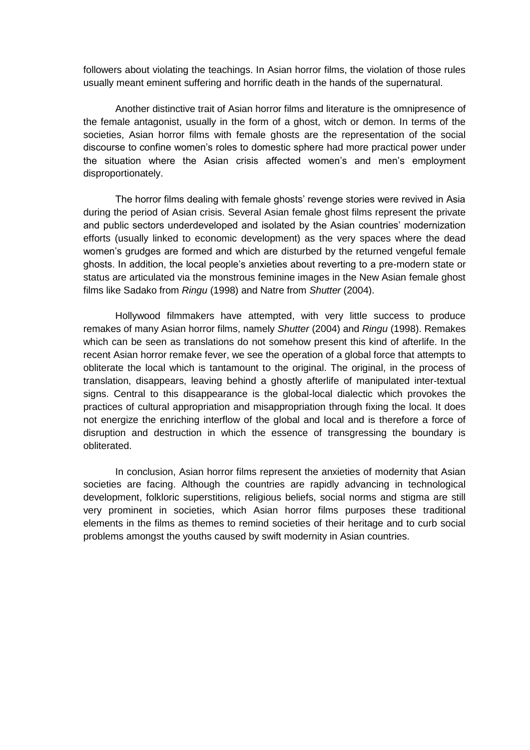followers about violating the teachings. In Asian horror films, the violation of those rules usually meant eminent suffering and horrific death in the hands of the supernatural.

Another distinctive trait of Asian horror films and literature is the omnipresence of the female antagonist, usually in the form of a ghost, witch or demon. In terms of the societies, Asian horror films with female ghosts are the representation of the social discourse to confine women's roles to domestic sphere had more practical power under the situation where the Asian crisis affected women's and men's employment disproportionately.

The horror films dealing with female ghosts' revenge stories were revived in Asia during the period of Asian crisis. Several Asian female ghost films represent the private and public sectors underdeveloped and isolated by the Asian countries' modernization efforts (usually linked to economic development) as the very spaces where the dead women's grudges are formed and which are disturbed by the returned vengeful female ghosts. In addition, the local people's anxieties about reverting to a pre-modern state or status are articulated via the monstrous feminine images in the New Asian female ghost films like Sadako from *Ringu* (1998) and Natre from *Shutter* (2004).

Hollywood filmmakers have attempted, with very little success to produce remakes of many Asian horror films, namely *Shutter* (2004) and *Ringu* (1998). Remakes which can be seen as translations do not somehow present this kind of afterlife. In the recent Asian horror remake fever, we see the operation of a global force that attempts to obliterate the local which is tantamount to the original. The original, in the process of translation, disappears, leaving behind a ghostly afterlife of manipulated inter-textual signs. Central to this disappearance is the global-local dialectic which provokes the practices of cultural appropriation and misappropriation through fixing the local. It does not energize the enriching interflow of the global and local and is therefore a force of disruption and destruction in which the essence of transgressing the boundary is obliterated.

In conclusion, Asian horror films represent the anxieties of modernity that Asian societies are facing. Although the countries are rapidly advancing in technological development, folkloric superstitions, religious beliefs, social norms and stigma are still very prominent in societies, which Asian horror films purposes these traditional elements in the films as themes to remind societies of their heritage and to curb social problems amongst the youths caused by swift modernity in Asian countries.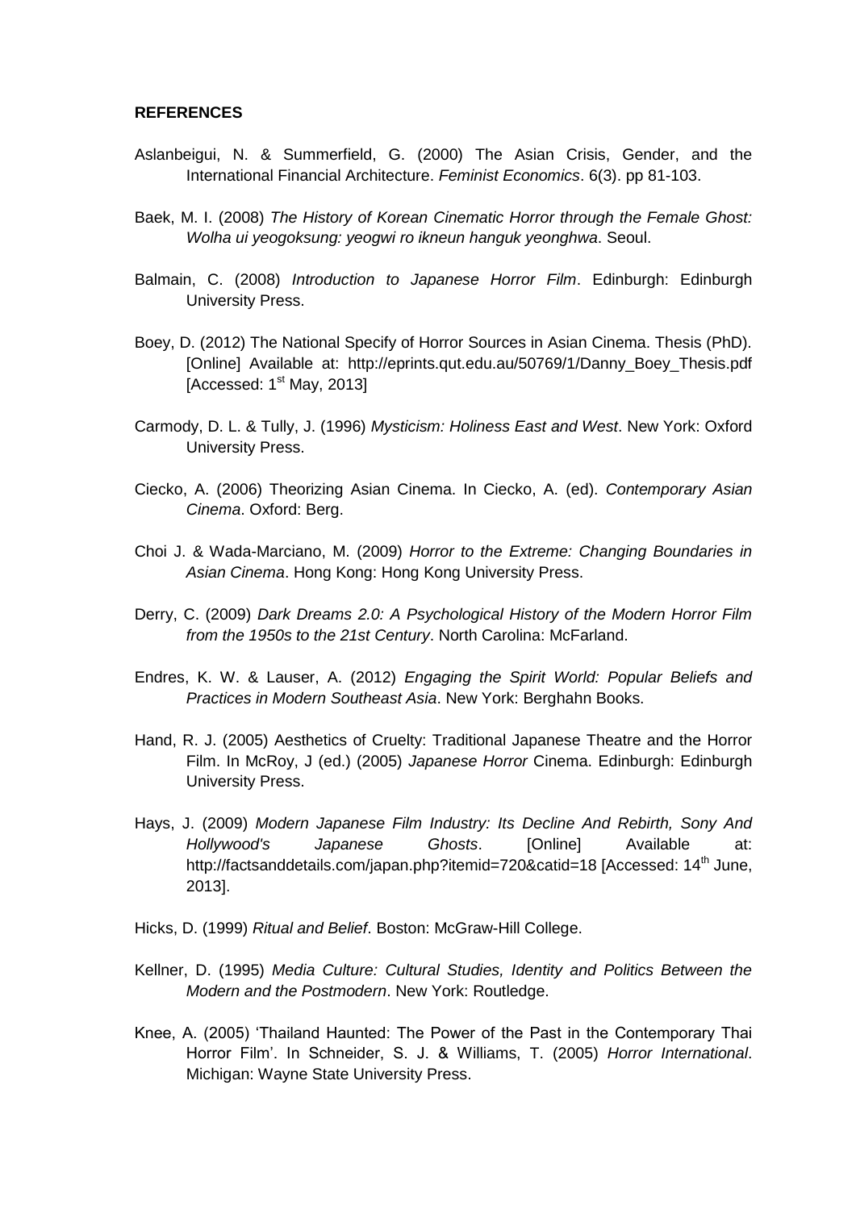**REFERENCES**

Aslanbeigui, N. & Summerfield, G. (2000) The Asian Crisis, Gender, and the International Financial Architecture. *Feminist Economics*. 6(3). pp 81-103.

Baek, M. I. (2008) *The History of Korean Cinematic Horror through the Female Ghost: Wolha ui yeogoksung: yeogwi ro ikneun hanguk yeonghwa*. Seoul.

Balmain, C. (2008) *Introduction to Japanese Horror Film*. Edinburgh: Edinburgh University Press.

Boey, D. (2012) The National Specify of Horror Sources in Asian Cinema. Thesis (PhD). [Online] Available at: http://eprints.qut.edu.au/50769/1/Danny_Boey_Thesis.pdf [Accessed: 1st May, 2013]

Carmody, D. L. & Tully, J. (1996) *Mysticism: Holiness East and West*. New York: Oxford University Press.

Ciecko, A. (2006) Theorizing Asian Cinema. In Ciecko, A. (ed). *Contemporary Asian Cinema*. Oxford: Berg.

Choi J. & Wada-Marciano, M. (2009) *Horror to the Extreme: Changing Boundaries in Asian Cinema*. Hong Kong: Hong Kong University Press.

Derry, C. (2009) *Dark Dreams 2.0: A Psychological History of the Modern Horror Film from the 1950s to the 21st Century*. North Carolina: McFarland.

Endres, K. W. & Lauser, A. (2012) *Engaging the Spirit World: Popular Beliefs and Practices in Modern Southeast Asia*. New York: Berghahn Books.

Hand, R. J. (2005) Aesthetics of Cruelty: Traditional Japanese Theatre and the Horror Film. In McRoy, J (ed.) (2005) *Japanese Horror* Cinema. Edinburgh: Edinburgh University Press.

Hays, J. (2009) *Modern Japanese Film Industry: Its Decline And Rebirth, Sony And Hollywood's Japanese Ghosts*. [Online] Available at: http://factsanddetails.com/japan.php?itemid=720&catid=18 [Accessed: 14th June, 2013].

Hicks, D. (1999) *Ritual and Belief*. Boston: McGraw-Hill College.

Kellner, D. (1995) *Media Culture: Cultural Studies, Identity and Politics Between the Modern and the Postmodern*. New York: Routledge.

Knee, A. (2005) 'Thailand Haunted: The Power of the Past in the Contemporary Thai Horror Film'. In Schneider, S. J. & Williams, T. (2005) *Horror International*. Michigan: Wayne State University Press.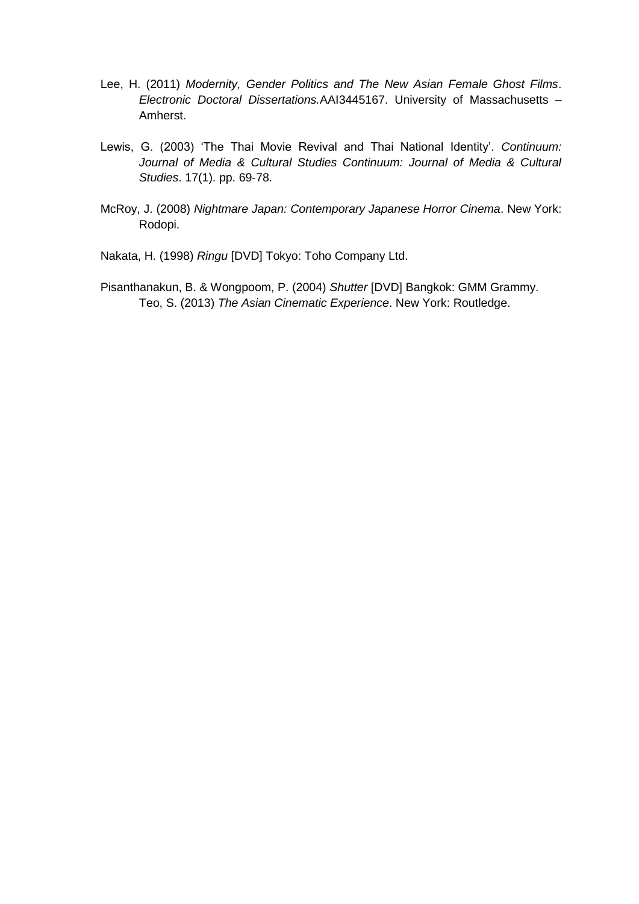Lee, H. (2011) *Modernity, Gender Politics and The New Asian Female Ghost Films*. *Electronic Doctoral Dissertations.*AAI3445167. University of Massachusetts – Amherst.

Lewis, G. (2003) 'The Thai Movie Revival and Thai National Identity'. *Continuum: Journal of Media & Cultural Studies Continuum: Journal of Media & Cultural Studies*. 17(1). pp. 69-78.

McRoy, J. (2008) *Nightmare Japan: Contemporary Japanese Horror Cinema*. New York: Rodopi.

Nakata, H. (1998) *Ringu* [DVD] Tokyo: Toho Company Ltd.

Pisanthanakun, B. & Wongpoom, P. (2004) *Shutter* [DVD] Bangkok: GMM Grammy.
Teo, S. (2013) *The Asian Cinematic Experience*. New York: Routledge.